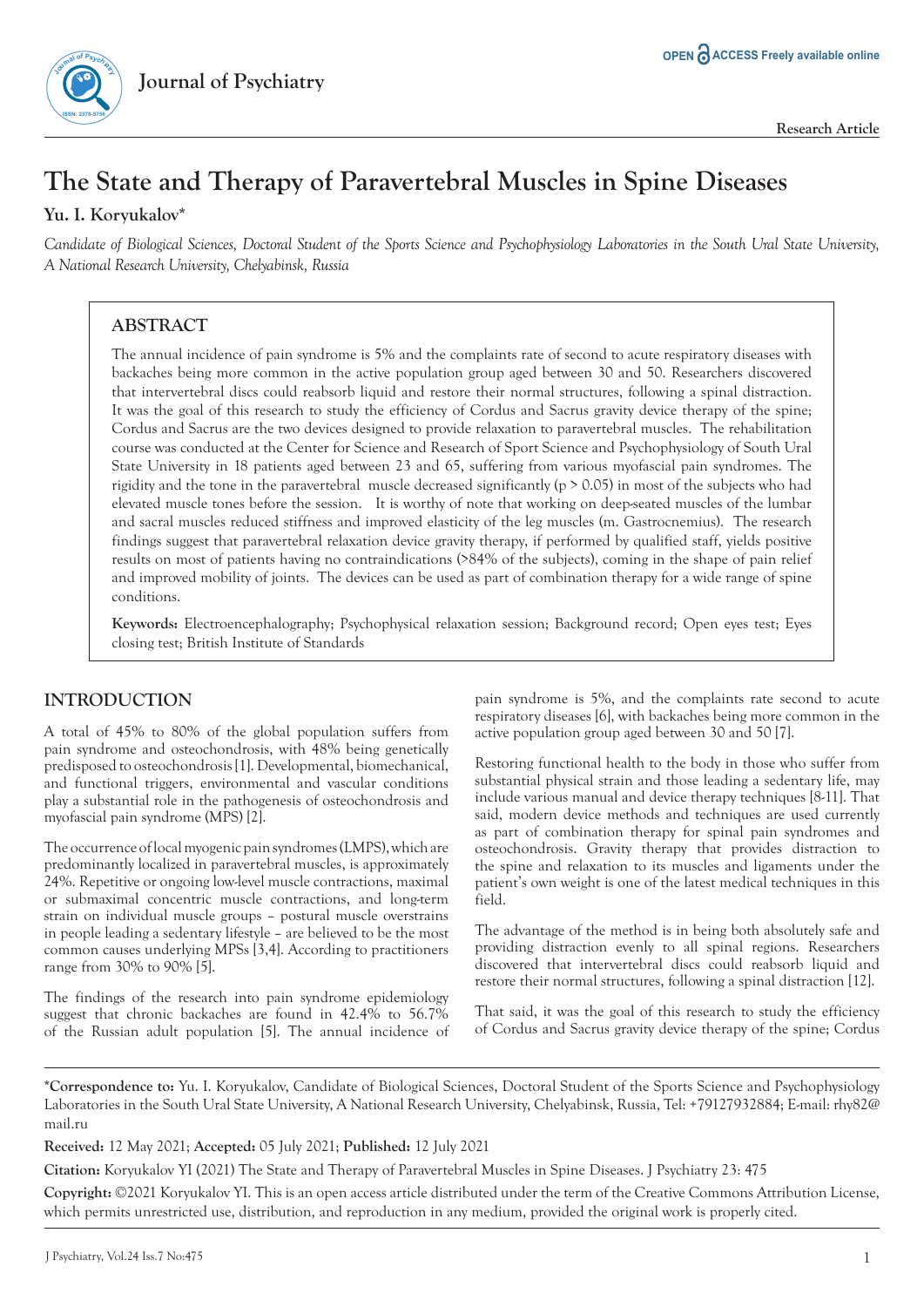Journal of Psychiatry

OPEN ACCESS Freely available online

Research Article

# The State and Therapy of Paravertebral Muscles in Spine Diseases

**Yu. I. Koryukalov***

*Candidate of Biological Sciences, Doctoral Student of the Sports Science and Psychophysiology Laboratories in the South Ural State University, A National Research University, Chelyabinsk, Russia*

## ABSTRACT

The annual incidence of pain syndrome is 5% and the complaints rate of second to acute respiratory diseases with backaches being more common in the active population group aged between 30 and 50. Researchers discovered that intervertebral discs could reabsorb liquid and restore their normal structures, following a spinal distraction. It was the goal of this research to study the efficiency of Cordus and Sacrus gravity device therapy of the spine; Cordus and Sacrus are the two devices designed to provide relaxation to paravertebral muscles. The rehabilitation course was conducted at the Center for Science and Research of Sport Science and Psychophysiology of South Ural State University in 18 patients aged between 23 and 65, suffering from various myofascial pain syndromes. The rigidity and the tone in the paravertebral muscle decreased significantly ($p > 0.05$) in most of the subjects who had elevated muscle tones before the session. It is worthy of note that working on deep-seated muscles of the lumbar and sacral muscles reduced stiffness and improved elasticity of the leg muscles (m. Gastrocnemius). The research findings suggest that paravertebral relaxation device gravity therapy, if performed by qualified staff, yields positive results on most of patients having no contraindications (>84% of the subjects), coming in the shape of pain relief and improved mobility of joints. The devices can be used as part of combination therapy for a wide range of spine conditions.

**Keywords:** Electroencephalography; Psychophysical relaxation session; Background record; Open eyes test; Eyes closing test; British Institute of Standards

## INTRODUCTION

A total of 45% to 80% of the global population suffers from pain syndrome and osteochondrosis, with 48% being genetically predisposed to osteochondrosis [1]. Developmental, biomechanical, and functional triggers, environmental and vascular conditions play a substantial role in the pathogenesis of osteochondrosis and myofascial pain syndrome (MPS) [2].

The occurrence of local myogenic pain syndromes (LMPS), which are predominantly localized in paravertebral muscles, is approximately 24%. Repetitive or ongoing low-level muscle contractions, maximal or submaximal concentric muscle contractions, and long-term strain on individual muscle groups – postural muscle overstrains in people leading a sedentary lifestyle – are believed to be the most common causes underlying MPSs [3,4]. According to practitioners range from 30% to 90% [5].

The findings of the research into pain syndrome epidemiology suggest that chronic backaches are found in 42.4% to 56.7% of the Russian adult population [5]. The annual incidence of pain syndrome is 5%, and the complaints rate second to acute respiratory diseases [6], with backaches being more common in the active population group aged between 30 and 50 [7].

Restoring functional health to the body in those who suffer from substantial physical strain and those leading a sedentary life, may include various manual and device therapy techniques [8-11]. That said, modern device methods and techniques are used currently as part of combination therapy for spinal pain syndromes and osteochondrosis. Gravity therapy that provides distraction to the spine and relaxation to its muscles and ligaments under the patient's own weight is one of the latest medical techniques in this field.

The advantage of the method is in being both absolutely safe and providing distraction evenly to all spinal regions. Researchers discovered that intervertebral discs could reabsorb liquid and restore their normal structures, following a spinal distraction [12].

That said, it was the goal of this research to study the efficiency of Cordus and Sacrus gravity device therapy of the spine; Cordus

---

***Correspondence to:** Yu. I. Koryukalov, Candidate of Biological Sciences, Doctoral Student of the Sports Science and Psychophysiology Laboratories in the South Ural State University, A National Research University, Chelyabinsk, Russia, Tel: +79127932884; E-mail: rhy82@mail.ru

**Received:** 12 May 2021; **Accepted:** 05 July 2021; **Published:** 12 July 2021

**Citation:** Koryukalov YI (2021) The State and Therapy of Paravertebral Muscles in Spine Diseases. J Psychiatry 23: 475

**Copyright:** ©2021 Koryukalov YI. This is an open access article distributed under the term of the Creative Commons Attribution License, which permits unrestricted use, distribution, and reproduction in any medium, provided the original work is properly cited.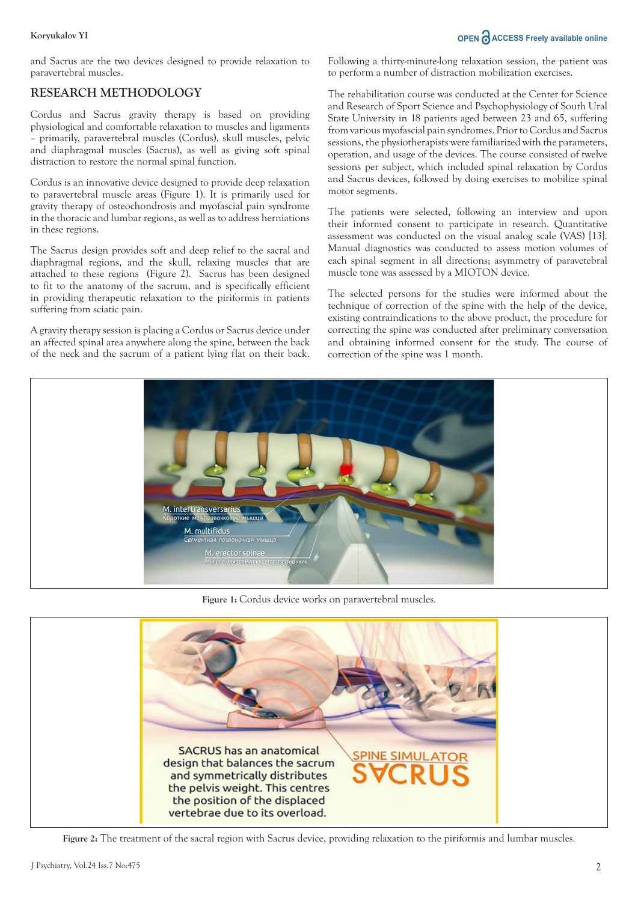and Sacrus are the two devices designed to provide relaxation to paravertebral muscles.

## RESEARCH METHODOLOGY

Cordus and Sacrus gravity therapy is based on providing physiological and comfortable relaxation to muscles and ligaments – primarily, paravertebral muscles (Cordus), skull muscles, pelvic and diaphragmal muscles (Sacrus), as well as giving soft spinal distraction to restore the normal spinal function.

Cordus is an innovative device designed to provide deep relaxation to paravertebral muscle areas (Figure 1). It is primarily used for gravity therapy of osteochondrosis and myofascial pain syndrome in the thoracic and lumbar regions, as well as to address herniations in these regions.

The Sacrus design provides soft and deep relief to the sacral and diaphragmal regions, and the skull, relaxing muscles that are attached to these regions (Figure 2). Sacrus has been designed to fit to the anatomy of the sacrum, and is specifically efficient in providing therapeutic relaxation to the piriformis in patients suffering from sciatic pain.

A gravity therapy session is placing a Cordus or Sacrus device under an affected spinal area anywhere along the spine, between the back of the neck and the sacrum of a patient lying flat on their back. Following a thirty-minute-long relaxation session, the patient was to perform a number of distraction mobilization exercises.

The rehabilitation course was conducted at the Center for Science and Research of Sport Science and Psychophysiology of South Ural State University in 18 patients aged between 23 and 65, suffering from various myofascial pain syndromes. Prior to Cordus and Sacrus sessions, the physiotherapists were familiarized with the parameters, operation, and usage of the devices. The course consisted of twelve sessions per subject, which included spinal relaxation by Cordus and Sacrus devices, followed by doing exercises to mobilize spinal motor segments.

The patients were selected, following an interview and upon their informed consent to participate in research. Quantitative assessment was conducted on the visual analog scale (VAS) [13]. Manual diagnostics was conducted to assess motion volumes of each spinal segment in all directions; asymmetry of paravetebral muscle tone was assessed by a MIOTON device.

The selected persons for the studies were informed about the technique of correction of the spine with the help of the device, existing contraindications to the above product, the procedure for correcting the spine was conducted after preliminary conversation and obtaining informed consent for the study. The course of correction of the spine was 1 month.

**Figure 1:** Cordus device works on paravertebral muscles.

**Figure 2:** The treatment of the sacral region with Sacrus device, providing relaxation to the piriformis and lumbar muscles.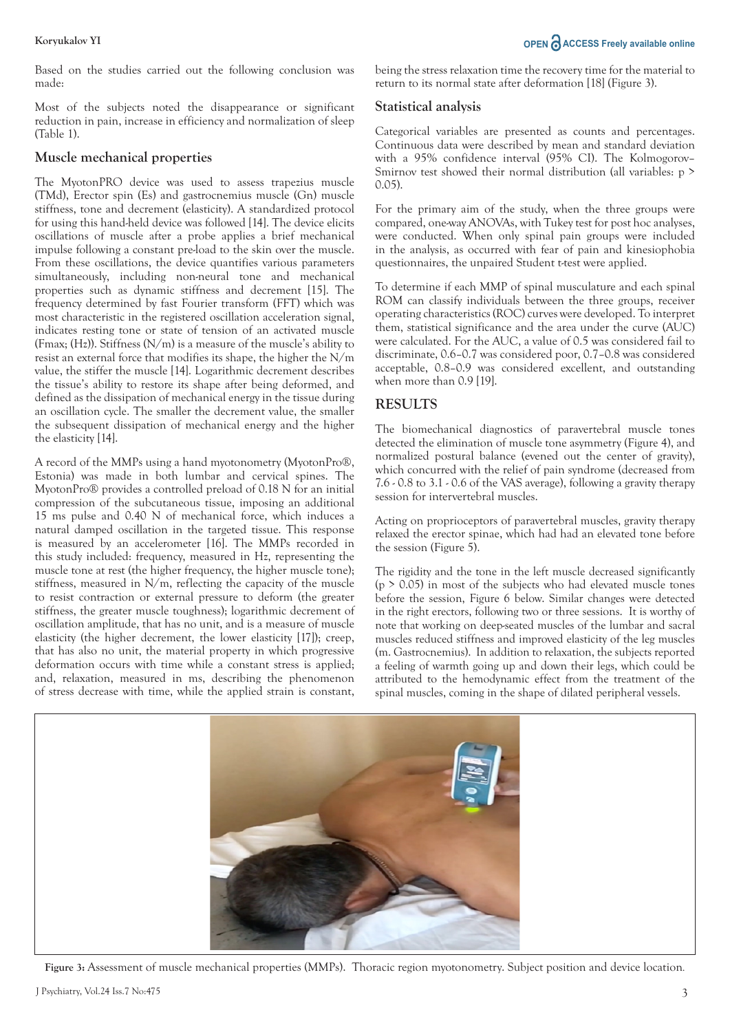Based on the studies carried out the following conclusion was made:

Most of the subjects noted the disappearance or significant reduction in pain, increase in efficiency and normalization of sleep (Table 1).

## Muscle mechanical properties

The MyotonPRO device was used to assess trapezius muscle (TMd), Erector spin (Es) and gastrocnemius muscle (Gn) muscle stiffness, tone and decrement (elasticity). A standardized protocol for using this hand-held device was followed [14]. The device elicits oscillations of muscle after a probe applies a brief mechanical impulse following a constant pre-load to the skin over the muscle. From these oscillations, the device quantifies various parameters simultaneously, including non-neural tone and mechanical properties such as dynamic stiffness and decrement [15]. The frequency determined by fast Fourier transform (FFT) which was most characteristic in the registered oscillation acceleration signal, indicates resting tone or state of tension of an activated muscle (Fmax; (Hz)). Stiffness (N/m) is a measure of the muscle's ability to resist an external force that modifies its shape, the higher the N/m value, the stiffer the muscle [14]. Logarithmic decrement describes the tissue's ability to restore its shape after being deformed, and defined as the dissipation of mechanical energy in the tissue during an oscillation cycle. The smaller the decrement value, the smaller the subsequent dissipation of mechanical energy and the higher the elasticity [14].

A record of the MMPs using a hand myotonometry (MyotonPro®, Estonia) was made in both lumbar and cervical spines. The MyotonPro® provides a controlled preload of 0.18 N for an initial compression of the subcutaneous tissue, imposing an additional 15 ms pulse and 0.40 N of mechanical force, which induces a natural damped oscillation in the targeted tissue. This response is measured by an accelerometer [16]. The MMPs recorded in this study included: frequency, measured in Hz, representing the muscle tone at rest (the higher frequency, the higher muscle tone); stiffness, measured in N/m, reflecting the capacity of the muscle to resist contraction or external pressure to deform (the greater stiffness, the greater muscle toughness); logarithmic decrement of oscillation amplitude, that has no unit, and is a measure of muscle elasticity (the higher decrement, the lower elasticity [17]); creep, that has also no unit, the material property in which progressive deformation occurs with time while a constant stress is applied; and, relaxation, measured in ms, describing the phenomenon of stress decrease with time, while the applied strain is constant, being the stress relaxation time the recovery time for the material to return to its normal state after deformation [18] (Figure 3).

## Statistical analysis

Categorical variables are presented as counts and percentages. Continuous data were described by mean and standard deviation with a 95% confidence interval (95% CI). The Kolmogorov–Smirnov test showed their normal distribution (all variables: $p > 0.05$).

For the primary aim of the study, when the three groups were compared, one-way ANOVAs, with Tukey test for post hoc analyses, were conducted. When only spinal pain groups were included in the analysis, as occurred with fear of pain and kinesiophobia questionnaires, the unpaired Student t-test were applied.

To determine if each MMP of spinal musculature and each spinal ROM can classify individuals between the three groups, receiver operating characteristics (ROC) curves were developed. To interpret them, statistical significance and the area under the curve (AUC) were calculated. For the AUC, a value of 0.5 was considered fail to discriminate, 0.6–0.7 was considered poor, 0.7–0.8 was considered acceptable, 0.8–0.9 was considered excellent, and outstanding when more than 0.9 [19].

## RESULTS

The biomechanical diagnostics of paravertebral muscle tones detected the elimination of muscle tone asymmetry (Figure 4), and normalized postural balance (evened out the center of gravity), which concurred with the relief of pain syndrome (decreased from 7.6 - 0.8 to 3.1 - 0.6 of the VAS average), following a gravity therapy session for intervertebral muscles.

Acting on proprioceptors of paravertebral muscles, gravity therapy relaxed the erector spinae, which had had an elevated tone before the session (Figure 5).

The rigidity and the tone in the left muscle decreased significantly ($p > 0.05$) in most of the subjects who had elevated muscle tones before the session, Figure 6 below. Similar changes were detected in the right erectors, following two or three sessions. It is worthy of note that working on deep-seated muscles of the lumbar and sacral muscles reduced stiffness and improved elasticity of the leg muscles (m. Gastrocnemius). In addition to relaxation, the subjects reported a feeling of warmth going up and down their legs, which could be attributed to the hemodynamic effect from the treatment of the spinal muscles, coming in the shape of dilated peripheral vessels.

**Figure 3:** Assessment of muscle mechanical properties (MMPs). Thoracic region myotonometry. Subject position and device location.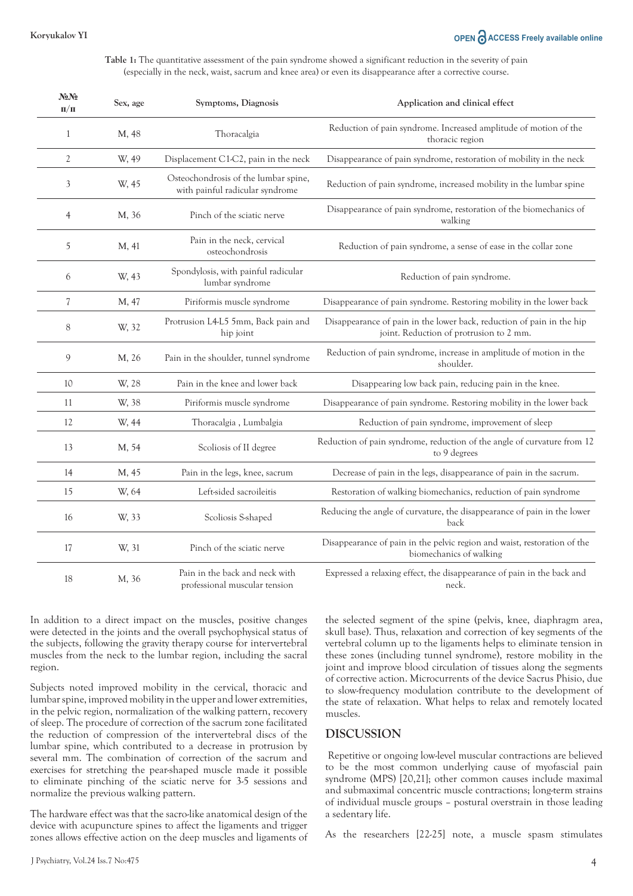**Table 1:** The quantitative assessment of the pain syndrome showed a significant reduction in the severity of pain (especially in the neck, waist, sacrum and knee area) or even its disappearance after a corrective course.

| №№ п/п | Sex, age | Symptoms, Diagnosis | Application and clinical effect |
|---|---|---|---|
| 1 | M, 48 | Thoracalgia | Reduction of pain syndrome. Increased amplitude of motion of the thoracic region |
| 2 | W, 49 | Displacement C1-C2, pain in the neck | Disappearance of pain syndrome, restoration of mobility in the neck |
| 3 | W, 45 | Osteochondrosis of the lumbar spine, with painful radicular syndrome | Reduction of pain syndrome, increased mobility in the lumbar spine |
| 4 | M, 36 | Pinch of the sciatic nerve | Disappearance of pain syndrome, restoration of the biomechanics of walking |
| 5 | M, 41 | Pain in the neck, cervical osteochondrosis | Reduction of pain syndrome, a sense of ease in the collar zone |
| 6 | W, 43 | Spondylosis, with painful radicular lumbar syndrome | Reduction of pain syndrome. |
| 7 | M, 47 | Piriformis muscle syndrome | Disappearance of pain syndrome. Restoring mobility in the lower back |
| 8 | W, 32 | Protrusion L4-L5 5mm, Back pain and hip joint | Disappearance of pain in the lower back, reduction of pain in the hip joint. Reduction of protrusion to 2 mm. |
| 9 | M, 26 | Pain in the shoulder, tunnel syndrome | Reduction of pain syndrome, increase in amplitude of motion in the shoulder. |
| 10 | W, 28 | Pain in the knee and lower back | Disappearing low back pain, reducing pain in the knee. |
| 11 | W, 38 | Piriformis muscle syndrome | Disappearance of pain syndrome. Restoring mobility in the lower back |
| 12 | W, 44 | Thoracalgia , Lumbalgia | Reduction of pain syndrome, improvement of sleep |
| 13 | M, 54 | Scoliosis of II degree | Reduction of pain syndrome, reduction of the angle of curvature from 12 to 9 degrees |
| 14 | M, 45 | Pain in the legs, knee, sacrum | Decrease of pain in the legs, disappearance of pain in the sacrum. |
| 15 | W, 64 | Left-sided sacroileitis | Restoration of walking biomechanics, reduction of pain syndrome |
| 16 | W, 33 | Scoliosis S-shaped | Reducing the angle of curvature, the disappearance of pain in the lower back |
| 17 | W, 31 | Pinch of the sciatic nerve | Disappearance of pain in the pelvic region and waist, restoration of the biomechanics of walking |
| 18 | M, 36 | Pain in the back and neck with professional muscular tension | Expressed a relaxing effect, the disappearance of pain in the back and neck. |

In addition to a direct impact on the muscles, positive changes were detected in the joints and the overall psychophysical status of the subjects, following the gravity therapy course for intervertebral muscles from the neck to the lumbar region, including the sacral region.

Subjects noted improved mobility in the cervical, thoracic and lumbar spine, improved mobility in the upper and lower extremities, in the pelvic region, normalization of the walking pattern, recovery of sleep. The procedure of correction of the sacrum zone facilitated the reduction of compression of the intervertebral discs of the lumbar spine, which contributed to a decrease in protrusion by several mm. The combination of correction of the sacrum and exercises for stretching the pear-shaped muscle made it possible to eliminate pinching of the sciatic nerve for 3-5 sessions and normalize the previous walking pattern.

The hardware effect was that the sacro-like anatomical design of the device with acupuncture spines to affect the ligaments and trigger zones allows effective action on the deep muscles and ligaments of the selected segment of the spine (pelvis, knee, diaphragm area, skull base). Thus, relaxation and correction of key segments of the vertebral column up to the ligaments helps to eliminate tension in these zones (including tunnel syndrome), restore mobility in the joint and improve blood circulation of tissues along the segments of corrective action. Microcurrents of the device Sacrus Phisio, due to slow-frequency modulation contribute to the development of the state of relaxation. What helps to relax and remotely located muscles.

## DISCUSSION

Repetitive or ongoing low-level muscular contractions are believed to be the most common underlying cause of myofascial pain syndrome (MPS) [20,21]; other common causes include maximal and submaximal concentric muscle contractions; long-term strains of individual muscle groups – postural overstrain in those leading a sedentary life.

As the researchers [22-25] note, a muscle spasm stimulates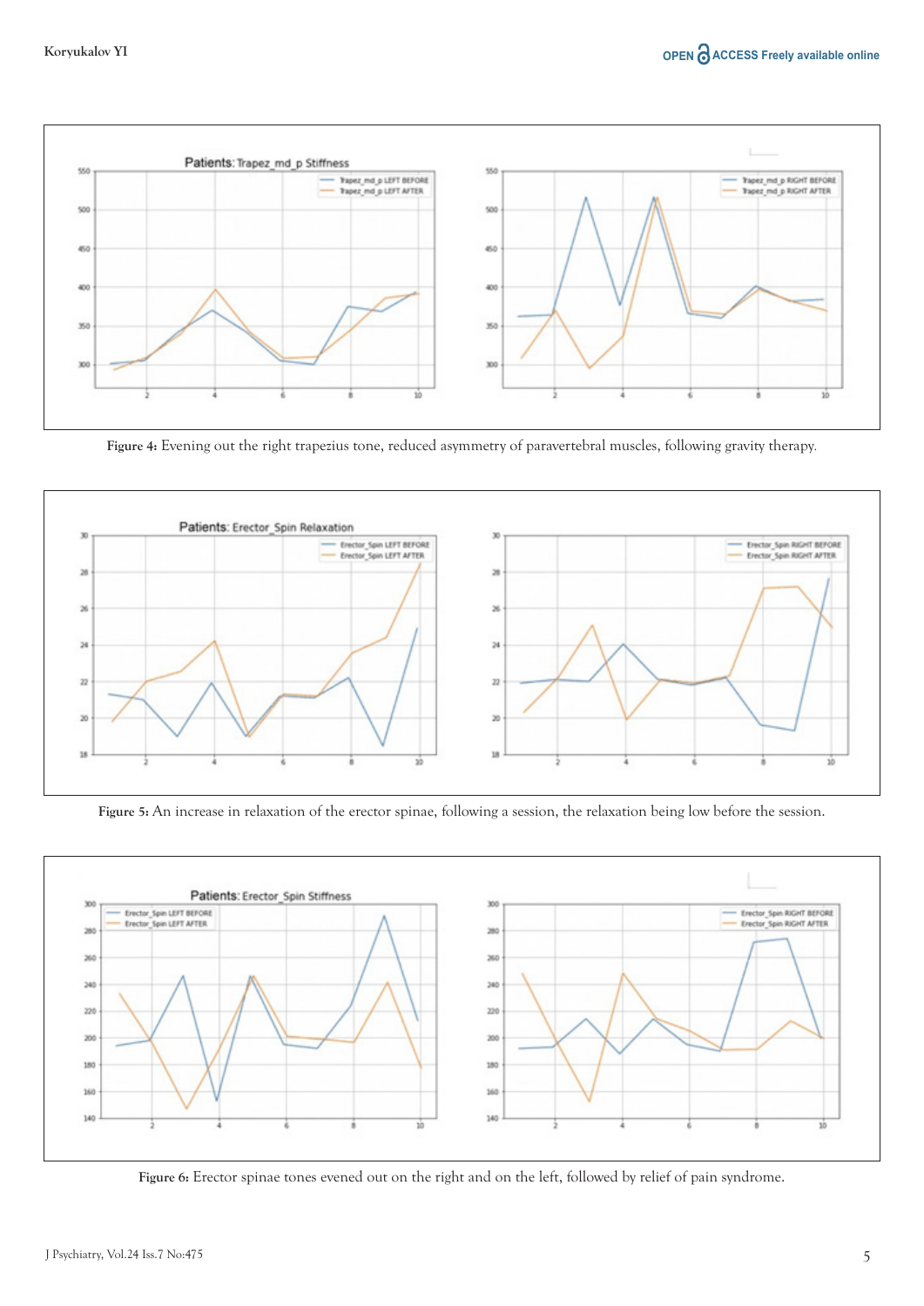**Figure 4:** Evening out the right trapezius tone, reduced asymmetry of paravertebral muscles, following gravity therapy.

**Figure 5:** An increase in relaxation of the erector spinae, following a session, the relaxation being low before the session.

**Figure 6:** Erector spinae tones evened out on the right and on the left, followed by relief of pain syndrome.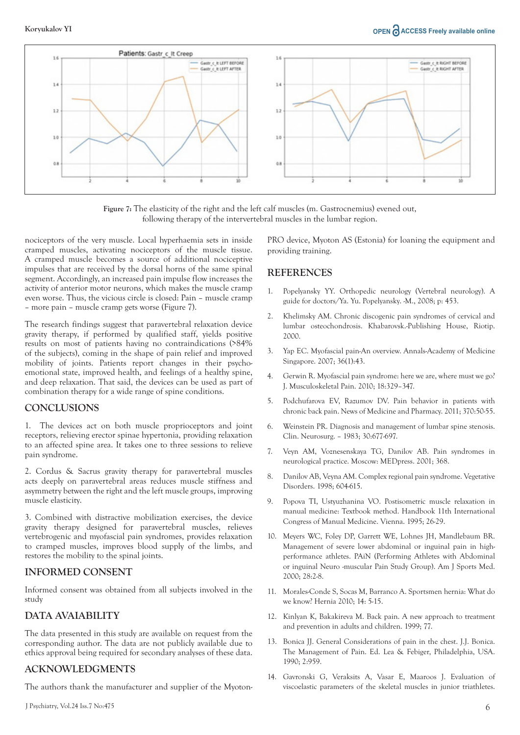Figure 7: The elasticity of the right and the left calf muscles (m. Gastrocnemius) evened out, following therapy of the intervertebral muscles in the lumbar region.

nociceptors of the very muscle. Local hyperhaemia sets in inside cramped muscles, activating nociceptors of the muscle tissue. A cramped muscle becomes a source of additional nociceptive impulses that are received by the dorsal horns of the same spinal segment. Accordingly, an increased pain impulse flow increases the activity of anterior motor neurons, which makes the muscle cramp even worse. Thus, the vicious circle is closed: Pain – muscle cramp – more pain – muscle cramp gets worse (Figure 7).

The research findings suggest that paravertebral relaxation device gravity therapy, if performed by qualified staff, yields positive results on most of patients having no contraindications (>84% of the subjects), coming in the shape of pain relief and improved mobility of joints. Patients report changes in their psycho-emotional state, improved health, and feelings of a healthy spine, and deep relaxation. That said, the devices can be used as part of combination therapy for a wide range of spine conditions.

## CONCLUSIONS

1. The devices act on both muscle proprioceptors and joint receptors, relieving erector spinae hypertonia, providing relaxation to an affected spine area. It takes one to three sessions to relieve pain syndrome.

2. Cordus & Sacrus gravity therapy for paravertebral muscles acts deeply on paravertebral areas reduces muscle stiffness and asymmetry between the right and the left muscle groups, improving muscle elasticity.

3. Combined with distractive mobilization exercises, the device gravity therapy designed for paravertebral muscles, relieves vertebrogenic and myofascial pain syndromes, provides relaxation to cramped muscles, improves blood supply of the limbs, and restores the mobility to the spinal joints.

## INFORMED CONSENT

Informed consent was obtained from all subjects involved in the study

## DATA AVAIABILITY

The data presented in this study are available on request from the corresponding author. The data are not publicly available due to ethics approval being required for secondary analyses of these data.

## ACKNOWLEDGMENTS

The authors thank the manufacturer and supplier of the Myoton-PRO device, Myoton AS (Estonia) for loaning the equipment and providing training.

## REFERENCES

1. Popelyansky YY. Orthopedic neurology (Vertebral neurology). A guide for doctors/Ya. Yu. Popelyansky. -M., 2008; p: 453.
2. Khelimsky AM. Chronic discogenic pain syndromes of cervical and lumbar osteochondrosis. Khabarovsk.-Publishing House, Riotip. 2000.
3. Yap EC. Myofascial pain-An overview. Annals-Academy of Medicine Singapore. 2007; 36(1):43.
4. Gerwin R. Myofascial pain syndrome: here we are, where must we go? J. Musculoskeletal Pain. 2010; 18:329–347.
5. Podchufarova EV, Razumov DV. Pain behavior in patients with chronic back pain. News of Medicine and Pharmacy. 2011; 370:50-55.
6. Weinstein PR. Diagnosis and management of lumbar spine stenosis. Clin. Neurosurg. – 1983; 30:677-697.
7. Veyn AM, Voznesenskaya TG, Danilov AB. Pain syndromes in neurological practice. Moscow: MEDpress. 2001; 368.
8. Danilov AB, Veyna AM. Complex regional pain syndrome. Vegetative Disorders. 1998; 604-615.
9. Popova TI, Ustyuzhanina VO. Postisometric muscle relaxation in manual medicine: Textbook method. Handbook 11th International Congress of Manual Medicine. Vienna. 1995; 26-29.
10. Meyers WC, Foley DP, Garrett WE, Lohnes JH, Mandlebaum BR. Management of severe lower abdominal or inguinal pain in high-performance athletes. PAiN (Performing Athletes with Abdominal or inguinal Neuro -muscular Pain Study Group). Am J Sports Med. 2000; 28:2-8.
11. Morales-Conde S, Socas M, Barranco A. Sportsmen hernia: What do we know? Hernia 2010; 14: 5-15.
12. Kinlyan K, Bakakireva M. Back pain. A new approach to treatment and prevention in adults and children. 1999; 77.
13. Bonica JJ. General Considerations of pain in the chest. J.J. Bonica. The Management of Pain. Ed. Lea & Febiger, Philadelphia, USA. 1990; 2:959.
14. Gavronski G, Veraksits A, Vasar E, Maaroos J. Evaluation of viscoelastic parameters of the skeletal muscles in junior triathletes.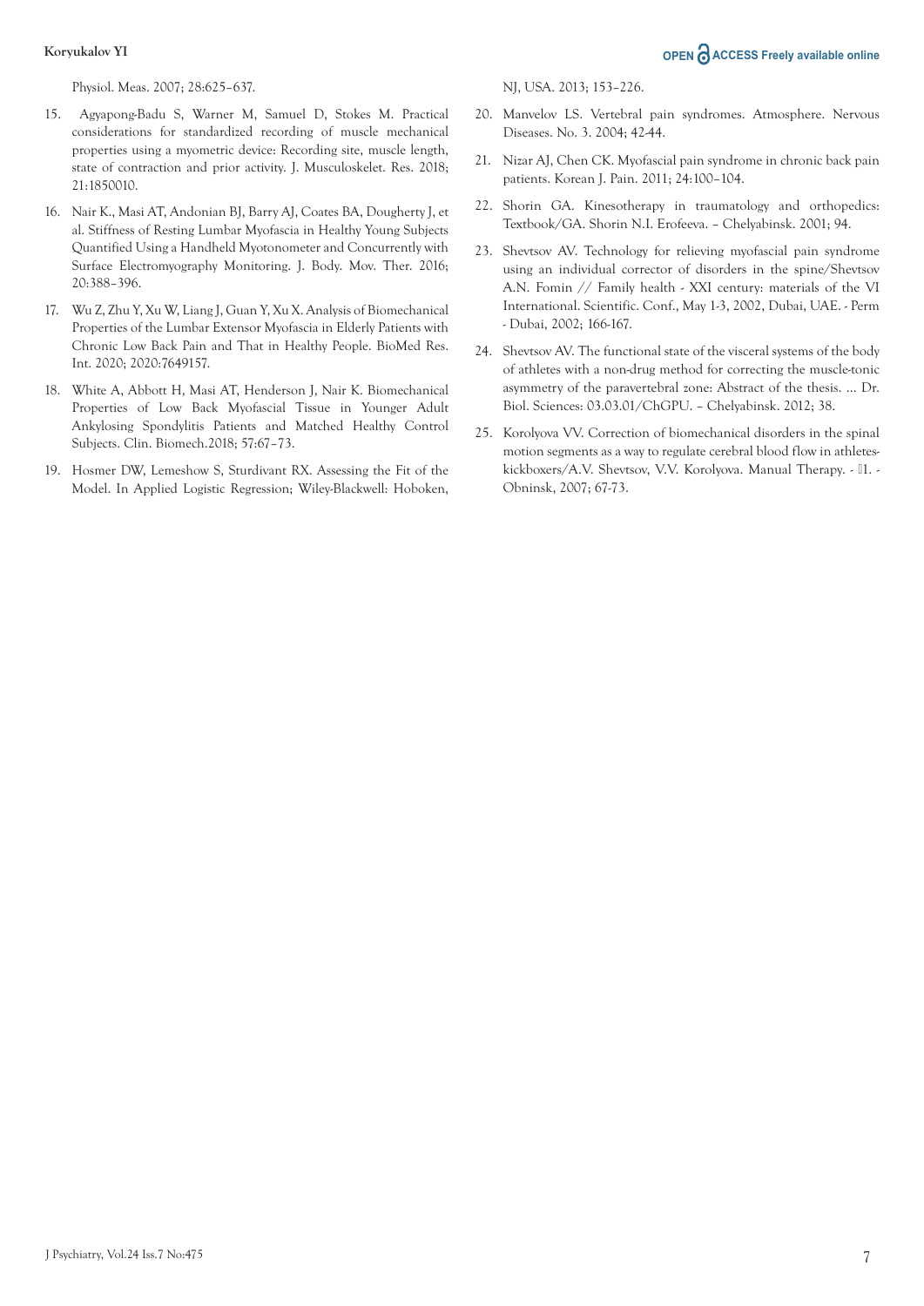Physiol. Meas. 2007; 28:625–637.

15. Agyapong-Badu S, Warner M, Samuel D, Stokes M. Practical considerations for standardized recording of muscle mechanical properties using a myometric device: Recording site, muscle length, state of contraction and prior activity. J. Musculoskelet. Res. 2018; 21:1850010.

16. Nair K., Masi AT, Andonian BJ, Barry AJ, Coates BA, Dougherty J, et al. Stiffness of Resting Lumbar Myofascia in Healthy Young Subjects Quantified Using a Handheld Myotonometer and Concurrently with Surface Electromyography Monitoring. J. Body. Mov. Ther. 2016; 20:388–396.

17. Wu Z, Zhu Y, Xu W, Liang J, Guan Y, Xu X. Analysis of Biomechanical Properties of the Lumbar Extensor Myofascia in Elderly Patients with Chronic Low Back Pain and That in Healthy People. BioMed Res. Int. 2020; 2020:7649157.

18. White A, Abbott H, Masi AT, Henderson J, Nair K. Biomechanical Properties of Low Back Myofascial Tissue in Younger Adult Ankylosing Spondylitis Patients and Matched Healthy Control Subjects. Clin. Biomech.2018; 57:67–73.

19. Hosmer DW, Lemeshow S, Sturdivant RX. Assessing the Fit of the Model. In Applied Logistic Regression; Wiley-Blackwell: Hoboken, NJ, USA. 2013; 153–226.

20. Manvelov LS. Vertebral pain syndromes. Atmosphere. Nervous Diseases. No. 3. 2004; 42-44.

21. Nizar AJ, Chen CK. Myofascial pain syndrome in chronic back pain patients. Korean J. Pain. 2011; 24:100–104.

22. Shorin GA. Kinesotherapy in traumatology and orthopedics: Textbook/GA. Shorin N.I. Erofeeva. – Chelyabinsk. 2001; 94.

23. Shevtsov AV. Technology for relieving myofascial pain syndrome using an individual corrector of disorders in the spine/Shevtsov A.N. Fomin // Family health - XXI century: materials of the VI International. Scientific. Conf., May 1-3, 2002, Dubai, UAE. - Perm - Dubai, 2002; 166-167.

24. Shevtsov AV. The functional state of the visceral systems of the body of athletes with a non-drug method for correcting the muscle-tonic asymmetry of the paravertebral zone: Abstract of the thesis. ... Dr. Biol. Sciences: 03.03.01/ChGPU. – Chelyabinsk. 2012; 38.

25. Korolyova VV. Correction of biomechanical disorders in the spinal motion segments as a way to regulate cerebral blood flow in athletes-kickboxers/A.V. Shevtsov, V.V. Korolyova. Manual Therapy. - 1. - Obninsk, 2007; 67-73.